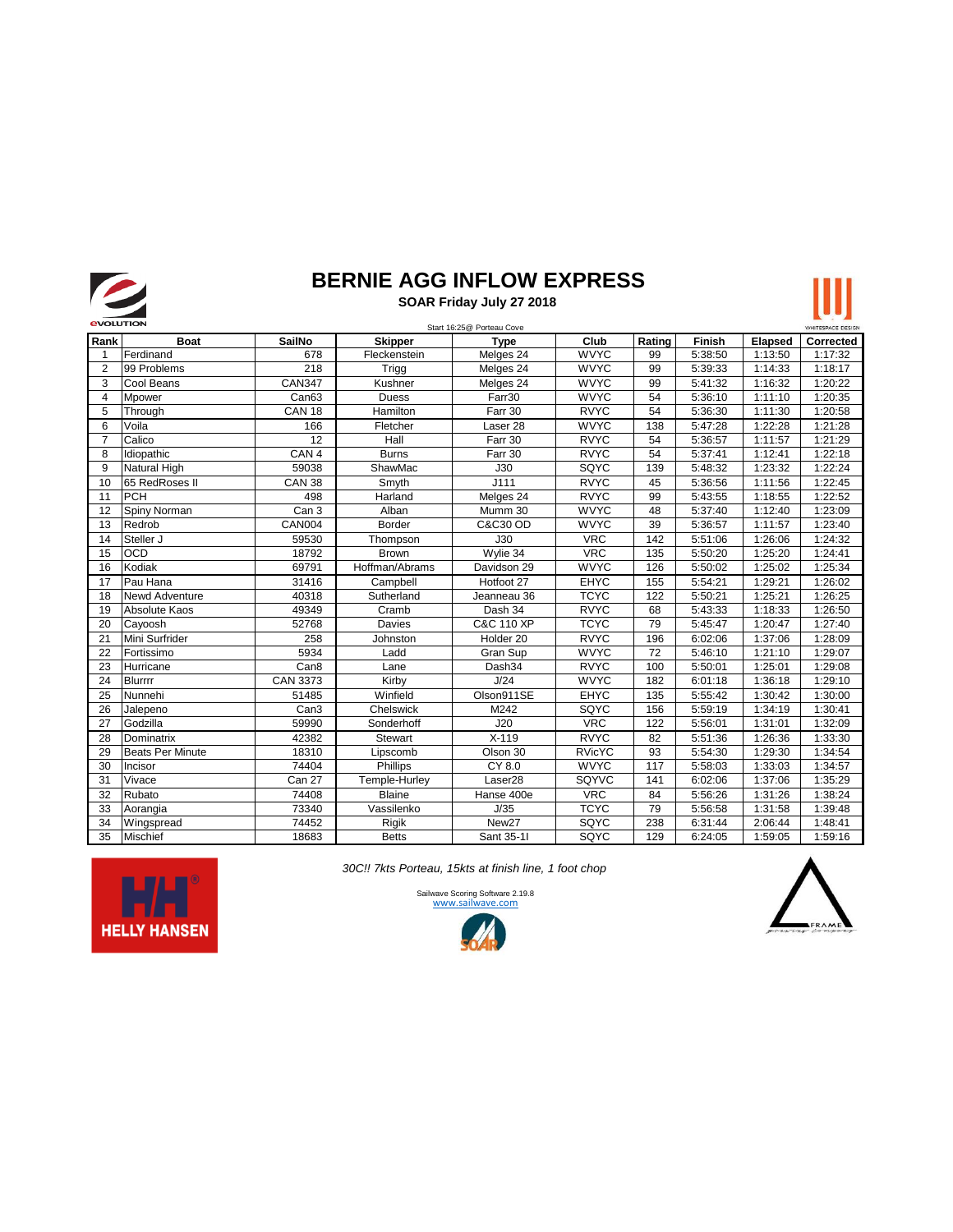# BERNIE AGG INFLOW EXPRESS

**SOAR Friday July 27 2018**

Start 16:25@ Porteau Cove

| Rank | Boat | SailNo | Skipper | Type | Club | Rating | Finish | Elapsed | Corrected |
|---|---|---|---|---|---|---|---|---|---|
| 1 | Ferdinand | 678 | Fleckenstein | Melges 24 | WVYC | 99 | 5:38:50 | 1:13:50 | 1:17:32 |
| 2 | 99 Problems | 218 | Trigg | Melges 24 | WVYC | 99 | 5:39:33 | 1:14:33 | 1:18:17 |
| 3 | Cool Beans | CAN347 | Kushner | Melges 24 | WVYC | 99 | 5:41:32 | 1:16:32 | 1:20:22 |
| 4 | Mpower | Can63 | Duess | Farr30 | WVYC | 54 | 5:36:10 | 1:11:10 | 1:20:35 |
| 5 | Through | CAN 18 | Hamilton | Farr 30 | RVYC | 54 | 5:36:30 | 1:11:30 | 1:20:58 |
| 6 | Voila | 166 | Fletcher | Laser 28 | WVYC | 138 | 5:47:28 | 1:22:28 | 1:21:28 |
| 7 | Calico | 12 | Hall | Farr 30 | RVYC | 54 | 5:36:57 | 1:11:57 | 1:21:29 |
| 8 | Idiopathic | CAN 4 | Burns | Farr 30 | RVYC | 54 | 5:37:41 | 1:12:41 | 1:22:18 |
| 9 | Natural High | 59038 | ShawMac | J30 | SQYC | 139 | 5:48:32 | 1:23:32 | 1:22:24 |
| 10 | 65 RedRoses II | CAN 38 | Smyth | J111 | RVYC | 45 | 5:36:56 | 1:11:56 | 1:22:45 |
| 11 | PCH | 498 | Harland | Melges 24 | RVYC | 99 | 5:43:55 | 1:18:55 | 1:22:52 |
| 12 | Spiny Norman | Can 3 | Alban | Mumm 30 | WVYC | 48 | 5:37:40 | 1:12:40 | 1:23:09 |
| 13 | Redrob | CAN004 | Border | C&C30 OD | WVYC | 39 | 5:36:57 | 1:11:57 | 1:23:40 |
| 14 | Steller J | 59530 | Thompson | J30 | VRC | 142 | 5:51:06 | 1:26:06 | 1:24:32 |
| 15 | OCD | 18792 | Brown | Wylie 34 | VRC | 135 | 5:50:20 | 1:25:20 | 1:24:41 |
| 16 | Kodiak | 69791 | Hoffman/Abrams | Davidson 29 | WVYC | 126 | 5:50:02 | 1:25:02 | 1:25:34 |
| 17 | Pau Hana | 31416 | Campbell | Hotfoot 27 | EHYC | 155 | 5:54:21 | 1:29:21 | 1:26:02 |
| 18 | Newd Adventure | 40318 | Sutherland | Jeanneau 36 | TCYC | 122 | 5:50:21 | 1:25:21 | 1:26:25 |
| 19 | Absolute Kaos | 49349 | Cramb | Dash 34 | RVYC | 68 | 5:43:33 | 1:18:33 | 1:26:50 |
| 20 | Cayoosh | 52768 | Davies | C&C 110 XP | TCYC | 79 | 5:45:47 | 1:20:47 | 1:27:40 |
| 21 | Mini Surfrider | 258 | Johnston | Holder 20 | RVYC | 196 | 6:02:06 | 1:37:06 | 1:28:09 |
| 22 | Fortissimo | 5934 | Ladd | Gran Sup | WVYC | 72 | 5:46:10 | 1:21:10 | 1:29:07 |
| 23 | Hurricane | Can8 | Lane | Dash34 | RVYC | 100 | 5:50:01 | 1:25:01 | 1:29:08 |
| 24 | Blurrrr | CAN 3373 | Kirby | J/24 | WVYC | 182 | 6:01:18 | 1:36:18 | 1:29:10 |
| 25 | Nunnehi | 51485 | Winfield | Olson911SE | EHYC | 135 | 5:55:42 | 1:30:42 | 1:30:00 |
| 26 | Jalepeno | Can3 | Chelswick | M242 | SQYC | 156 | 5:59:19 | 1:34:19 | 1:30:41 |
| 27 | Godzilla | 59990 | Sonderhoff | J20 | VRC | 122 | 5:56:01 | 1:31:01 | 1:32:09 |
| 28 | Dominatrix | 42382 | Stewart | X-119 | RVYC | 82 | 5:51:36 | 1:26:36 | 1:33:30 |
| 29 | Beats Per Minute | 18310 | Lipscomb | Olson 30 | RVicYC | 93 | 5:54:30 | 1:29:30 | 1:34:54 |
| 30 | Incisor | 74404 | Phillips | CY 8.0 | WVYC | 117 | 5:58:03 | 1:33:03 | 1:34:57 |
| 31 | Vivace | Can 27 | Temple-Hurley | Laser28 | SQYVC | 141 | 6:02:06 | 1:37:06 | 1:35:29 |
| 32 | Rubato | 74408 | Blaine | Hanse 400e | VRC | 84 | 5:56:26 | 1:31:26 | 1:38:24 |
| 33 | Aorangia | 73340 | Vassilenko | J/35 | TCYC | 79 | 5:56:58 | 1:31:58 | 1:39:48 |
| 34 | Wingspread | 74452 | Rigik | New27 | SQYC | 238 | 6:31:44 | 2:06:44 | 1:48:41 |
| 35 | Mischief | 18683 | Betts | Sant 35-1I | SQYC | 129 | 6:24:05 | 1:59:05 | 1:59:16 |

*30C!! 7kts Porteau, 15kts at finish line, 1 foot chop*

Sailwave Scoring Software 2.19.8
www.sailwave.com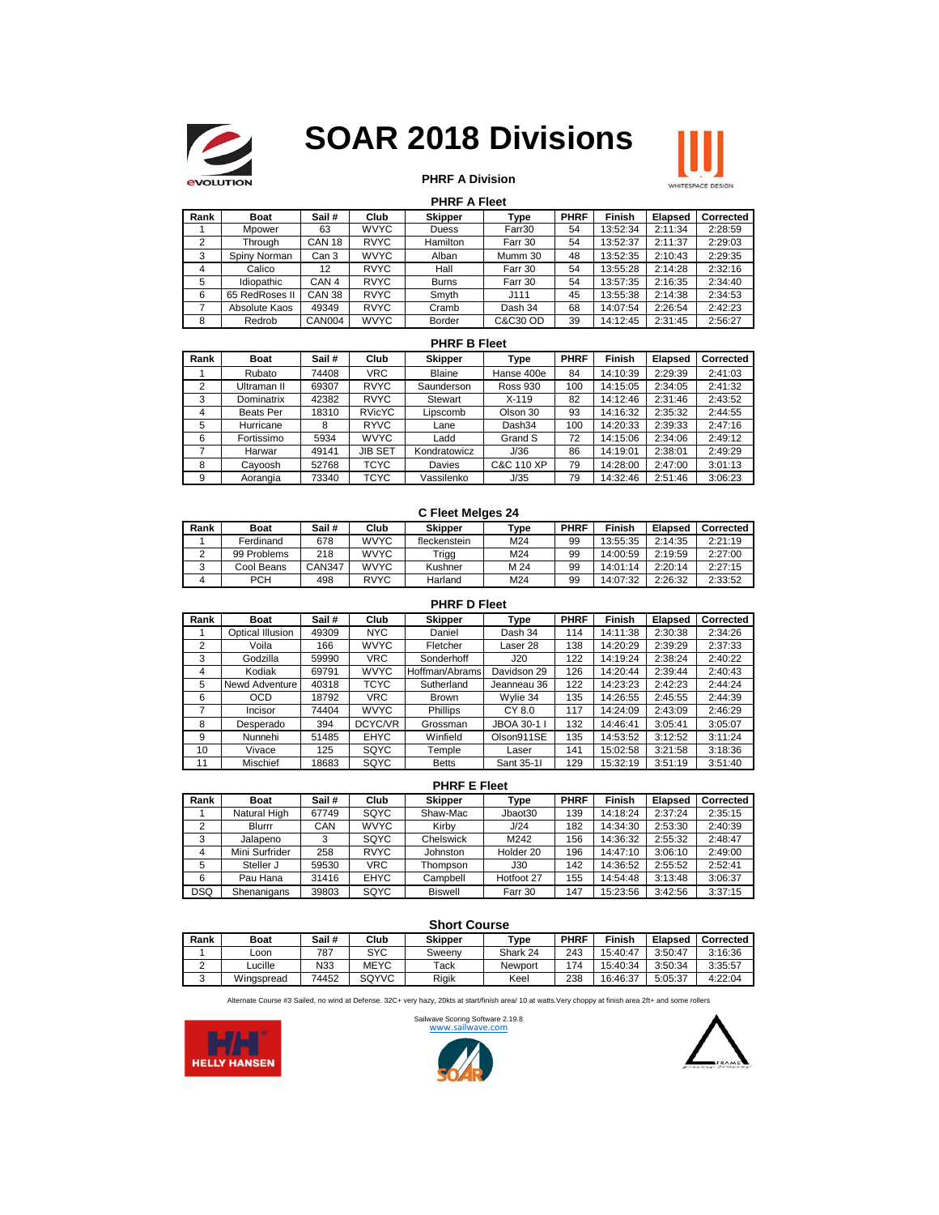# SOAR 2018 Divisions

## PHRF A Division

### PHRF A Fleet

| Rank | Boat | Sail # | Club | Skipper | Type | PHRF | Finish | Elapsed | Corrected |
|---|---|---|---|---|---|---|---|---|---|
| 1 | Mpower | 63 | WVYC | Duess | Farr30 | 54 | 13:52:34 | 2:11:34 | 2:28:59 |
| 2 | Through | CAN 18 | RVYC | Hamilton | Farr 30 | 54 | 13:52:37 | 2:11:37 | 2:29:03 |
| 3 | Spiny Norman | Can 3 | WVYC | Alban | Mumm 30 | 48 | 13:52:35 | 2:10:43 | 2:29:35 |
| 4 | Calico | 12 | RVYC | Hall | Farr 30 | 54 | 13:55:28 | 2:14:28 | 2:32:16 |
| 5 | Idiopathic | CAN 4 | RVYC | Burns | Farr 30 | 54 | 13:57:35 | 2:16:35 | 2:34:40 |
| 6 | 65 RedRoses II | CAN 38 | RVYC | Smyth | J111 | 45 | 13:55:38 | 2:14:38 | 2:34:53 |
| 7 | Absolute Kaos | 49349 | RVYC | Cramb | Dash 34 | 68 | 14:07:54 | 2:26:54 | 2:42:23 |
| 8 | Redrob | CAN004 | WVYC | Border | C&C30 OD | 39 | 14:12:45 | 2:31:45 | 2:56:27 |

### PHRF B Fleet

| Rank | Boat | Sail # | Club | Skipper | Type | PHRF | Finish | Elapsed | Corrected |
|---|---|---|---|---|---|---|---|---|---|
| 1 | Rubato | 74408 | VRC | Blaine | Hanse 400e | 84 | 14:10:39 | 2:29:39 | 2:41:03 |
| 2 | Ultraman II | 69307 | RVYC | Saunderson | Ross 930 | 100 | 14:15:05 | 2:34:05 | 2:41:32 |
| 3 | Dominatrix | 42382 | RVYC | Stewart | X-119 | 82 | 14:12:46 | 2:31:46 | 2:43:52 |
| 4 | Beats Per | 18310 | RVicYC | Lipscomb | Olson 30 | 93 | 14:16:32 | 2:35:32 | 2:44:55 |
| 5 | Hurricane | 8 | RYVC | Lane | Dash34 | 100 | 14:20:33 | 2:39:33 | 2:47:16 |
| 6 | Fortissimo | 5934 | WVYC | Ladd | Grand S | 72 | 14:15:06 | 2:34:06 | 2:49:12 |
| 7 | Harwar | 49141 | JIB SET | Kondratowicz | J/36 | 86 | 14:19:01 | 2:38:01 | 2:49:29 |
| 8 | Cayoosh | 52768 | TCYC | Davies | C&C 110 XP | 79 | 14:28:00 | 2:47:00 | 3:01:13 |
| 9 | Aorangia | 73340 | TCYC | Vassilenko | J/35 | 79 | 14:32:46 | 2:51:46 | 3:06:23 |

### C Fleet Melges 24

| Rank | Boat | Sail # | Club | Skipper | Type | PHRF | Finish | Elapsed | Corrected |
|---|---|---|---|---|---|---|---|---|---|
| 1 | Ferdinand | 678 | WVYC | fleckenstein | M24 | 99 | 13:55:35 | 2:14:35 | 2:21:19 |
| 2 | 99 Problems | 218 | WVYC | Trigg | M24 | 99 | 14:00:59 | 2:19:59 | 2:27:00 |
| 3 | Cool Beans | CAN347 | WVYC | Kushner | M 24 | 99 | 14:01:14 | 2:20:14 | 2:27:15 |
| 4 | PCH | 498 | RVYC | Harland | M24 | 99 | 14:07:32 | 2:26:32 | 2:33:52 |

### PHRF D Fleet

| Rank | Boat | Sail # | Club | Skipper | Type | PHRF | Finish | Elapsed | Corrected |
|---|---|---|---|---|---|---|---|---|---|
| 1 | Optical Illusion | 49309 | NYC | Daniel | Dash 34 | 114 | 14:11:38 | 2:30:38 | 2:34:26 |
| 2 | Voila | 166 | WVYC | Fletcher | Laser 28 | 138 | 14:20:29 | 2:39:29 | 2:37:33 |
| 3 | Godzilla | 59990 | VRC | Sonderhoff | J20 | 122 | 14:19:24 | 2:38:24 | 2:40:22 |
| 4 | Kodiak | 69791 | WVYC | Hoffman/Abrams | Davidson 29 | 126 | 14:20:44 | 2:39:44 | 2:40:43 |
| 5 | Newd Adventure | 40318 | TCYC | Sutherland | Jeanneau 36 | 122 | 14:23:23 | 2:42:23 | 2:44:24 |
| 6 | OCD | 18792 | VRC | Brown | Wylie 34 | 135 | 14:26:55 | 2:45:55 | 2:44:39 |
| 7 | Incisor | 74404 | WVYC | Phillips | CY 8.0 | 117 | 14:24:09 | 2:43:09 | 2:46:29 |
| 8 | Desperado | 394 | DCYC/VR | Grossman | JBOA 30-1 I | 132 | 14:46:41 | 3:05:41 | 3:05:07 |
| 9 | Nunnehi | 51485 | EHYC | Winfield | Olson911SE | 135 | 14:53:52 | 3:12:52 | 3:11:24 |
| 10 | Vivace | 125 | SQYC | Temple | Laser | 141 | 15:02:58 | 3:21:58 | 3:18:36 |
| 11 | Mischief | 18683 | SQYC | Betts | Sant 35-1I | 129 | 15:32:19 | 3:51:19 | 3:51:40 |

### PHRF E Fleet

| Rank | Boat | Sail # | Club | Skipper | Type | PHRF | Finish | Elapsed | Corrected |
|---|---|---|---|---|---|---|---|---|---|
| 1 | Natural High | 67749 | SQYC | Shaw-Mac | Jbaot30 | 139 | 14:18:24 | 2:37:24 | 2:35:15 |
| 2 | Blurrr | CAN | WVYC | Kirby | J/24 | 182 | 14:34:30 | 2:53:30 | 2:40:39 |
| 3 | Jalapeno | 3 | SQYC | Chelswick | M242 | 156 | 14:36:32 | 2:55:32 | 2:48:47 |
| 4 | Mini Surfrider | 258 | RVYC | Johnston | Holder 20 | 196 | 14:47:10 | 3:06:10 | 2:49:00 |
| 5 | Steller J | 59530 | VRC | Thompson | J30 | 142 | 14:36:52 | 2:55:52 | 2:52:41 |
| 6 | Pau Hana | 31416 | EHYC | Campbell | Hotfoot 27 | 155 | 14:54:48 | 3:13:48 | 3:06:37 |
| DSQ | Shenanigans | 39803 | SQYC | Biswell | Farr 30 | 147 | 15:23:56 | 3:42:56 | 3:37:15 |

### Short Course

| Rank | Boat | Sail # | Club | Skipper | Type | PHRF | Finish | Elapsed | Corrected |
|---|---|---|---|---|---|---|---|---|---|
| 1 | Loon | 787 | SYC | Sweeny | Shark 24 | 243 | 15:40:47 | 3:50:47 | 3:16:36 |
| 2 | Lucille | N33 | MEYC | Tack | Newport | 174 | 15:40:34 | 3:50:34 | 3:35:57 |
| 3 | Wingspread | 74452 | SQYVC | Rigik | Keel | 238 | 16:46:37 | 5:05:37 | 4:22:04 |

Alternate Course #3 Sailed, no wind at Defense. 32C+ very hazy, 20kts at start/finish area/ 10 at watts.Very choppy at finish area 2ft+ and some rollers

Sailwave Scoring Software 2.19.8
www.sailwave.com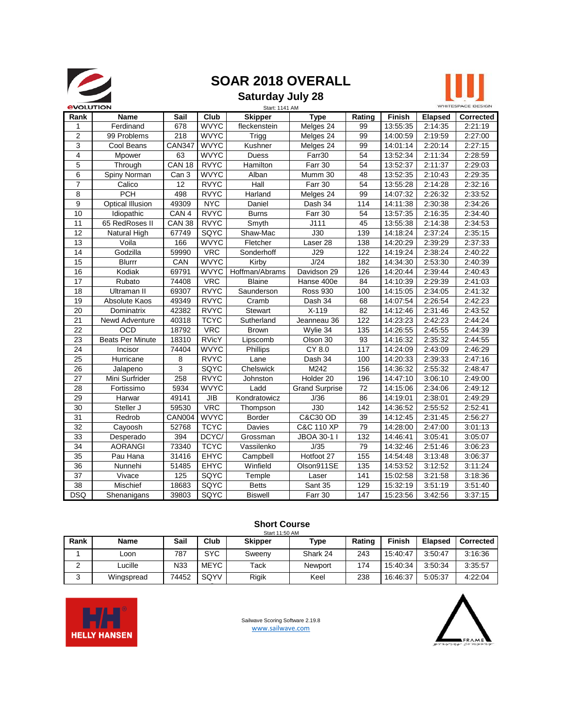# SOAR 2018 OVERALL

## Saturday July 28

Start: 1141 AM

| Rank | Name | Sail | Club | Skipper | Type | Rating | Finish | Elapsed | Corrected |
|---|---|---|---|---|---|---|---|---|---|
| 1 | Ferdinand | 678 | WVYC | fleckenstein | Melges 24 | 99 | 13:55:35 | 2:14:35 | 2:21:19 |
| 2 | 99 Problems | 218 | WVYC | Trigg | Melges 24 | 99 | 14:00:59 | 2:19:59 | 2:27:00 |
| 3 | Cool Beans | CAN347 | WVYC | Kushner | Melges 24 | 99 | 14:01:14 | 2:20:14 | 2:27:15 |
| 4 | Mpower | 63 | WVYC | Duess | Farr30 | 54 | 13:52:34 | 2:11:34 | 2:28:59 |
| 5 | Through | CAN 18 | RVYC | Hamilton | Farr 30 | 54 | 13:52:37 | 2:11:37 | 2:29:03 |
| 6 | Spiny Norman | Can 3 | WVYC | Alban | Mumm 30 | 48 | 13:52:35 | 2:10:43 | 2:29:35 |
| 7 | Calico | 12 | RVYC | Hall | Farr 30 | 54 | 13:55:28 | 2:14:28 | 2:32:16 |
| 8 | PCH | 498 | RVYC | Harland | Melges 24 | 99 | 14:07:32 | 2:26:32 | 2:33:52 |
| 9 | Optical Illusion | 49309 | NYC | Daniel | Dash 34 | 114 | 14:11:38 | 2:30:38 | 2:34:26 |
| 10 | Idiopathic | CAN 4 | RVYC | Burns | Farr 30 | 54 | 13:57:35 | 2:16:35 | 2:34:40 |
| 11 | 65 RedRoses II | CAN 38 | RVYC | Smyth | J111 | 45 | 13:55:38 | 2:14:38 | 2:34:53 |
| 12 | Natural High | 67749 | SQYC | Shaw-Mac | J30 | 139 | 14:18:24 | 2:37:24 | 2:35:15 |
| 13 | Voila | 166 | WVYC | Fletcher | Laser 28 | 138 | 14:20:29 | 2:39:29 | 2:37:33 |
| 14 | Godzilla | 59990 | VRC | Sonderhoff | J29 | 122 | 14:19:24 | 2:38:24 | 2:40:22 |
| 15 | Blurrr | CAN | WVYC | Kirby | J/24 | 182 | 14:34:30 | 2:53:30 | 2:40:39 |
| 16 | Kodiak | 69791 | WVYC | Hoffman/Abrams | Davidson 29 | 126 | 14:20:44 | 2:39:44 | 2:40:43 |
| 17 | Rubato | 74408 | VRC | Blaine | Hanse 400e | 84 | 14:10:39 | 2:29:39 | 2:41:03 |
| 18 | Ultraman II | 69307 | RVYC | Saunderson | Ross 930 | 100 | 14:15:05 | 2:34:05 | 2:41:32 |
| 19 | Absolute Kaos | 49349 | RVYC | Cramb | Dash 34 | 68 | 14:07:54 | 2:26:54 | 2:42:23 |
| 20 | Dominatrix | 42382 | RVYC | Stewart | X-119 | 82 | 14:12:46 | 2:31:46 | 2:43:52 |
| 21 | Newd Adventure | 40318 | TCYC | Sutherland | Jeanneau 36 | 122 | 14:23:23 | 2:42:23 | 2:44:24 |
| 22 | OCD | 18792 | VRC | Brown | Wylie 34 | 135 | 14:26:55 | 2:45:55 | 2:44:39 |
| 23 | Beats Per Minute | 18310 | RVicY | Lipscomb | Olson 30 | 93 | 14:16:32 | 2:35:32 | 2:44:55 |
| 24 | Incisor | 74404 | WVYC | Phillips | CY 8.0 | 117 | 14:24:09 | 2:43:09 | 2:46:29 |
| 25 | Hurricane | 8 | RVYC | Lane | Dash 34 | 100 | 14:20:33 | 2:39:33 | 2:47:16 |
| 26 | Jalapeno | 3 | SQYC | Chelswick | M242 | 156 | 14:36:32 | 2:55:32 | 2:48:47 |
| 27 | Mini Surfrider | 258 | RVYC | Johnston | Holder 20 | 196 | 14:47:10 | 3:06:10 | 2:49:00 |
| 28 | Fortissimo | 5934 | WVYC | Ladd | Grand Surprise | 72 | 14:15:06 | 2:34:06 | 2:49:12 |
| 29 | Harwar | 49141 | JIB | Kondratowicz | J/36 | 86 | 14:19:01 | 2:38:01 | 2:49:29 |
| 30 | Steller J | 59530 | VRC | Thompson | J30 | 142 | 14:36:52 | 2:55:52 | 2:52:41 |
| 31 | Redrob | CAN004 | WVYC | Border | C&C30 OD | 39 | 14:12:45 | 2:31:45 | 2:56:27 |
| 32 | Cayoosh | 52768 | TCYC | Davies | C&C 110 XP | 79 | 14:28:00 | 2:47:00 | 3:01:13 |
| 33 | Desperado | 394 | DCYC/ | Grossman | JBOA 30-1 I | 132 | 14:46:41 | 3:05:41 | 3:05:07 |
| 34 | AORANGI | 73340 | TCYC | Vassilenko | J/35 | 79 | 14:32:46 | 2:51:46 | 3:06:23 |
| 35 | Pau Hana | 31416 | EHYC | Campbell | Hotfoot 27 | 155 | 14:54:48 | 3:13:48 | 3:06:37 |
| 36 | Nunnehi | 51485 | EHYC | Winfield | Olson911SE | 135 | 14:53:52 | 3:12:52 | 3:11:24 |
| 37 | Vivace | 125 | SQYC | Temple | Laser | 141 | 15:02:58 | 3:21:58 | 3:18:36 |
| 38 | Mischief | 18683 | SQYC | Betts | Sant 35 | 129 | 15:32:19 | 3:51:19 | 3:51:40 |
| DSQ | Shenanigans | 39803 | SQYC | Biswell | Farr 30 | 147 | 15:23:56 | 3:42:56 | 3:37:15 |

## Short Course

Start 11:50 AM

| Rank | Name | Sail | Club | Skipper | Type | Rating | Finish | Elapsed | Corrected |
|---|---|---|---|---|---|---|---|---|---|
| 1 | Loon | 787 | SYC | Sweeny | Shark 24 | 243 | 15:40:47 | 3:50:47 | 3:16:36 |
| 2 | Lucille | N33 | MEYC | Tack | Newport | 174 | 15:40:34 | 3:50:34 | 3:35:57 |
| 3 | Wingspread | 74452 | SQYV | Rigik | Keel | 238 | 16:46:37 | 5:05:37 | 4:22:04 |

Sailwave Scoring Software 2.19.8
www.sailwave.com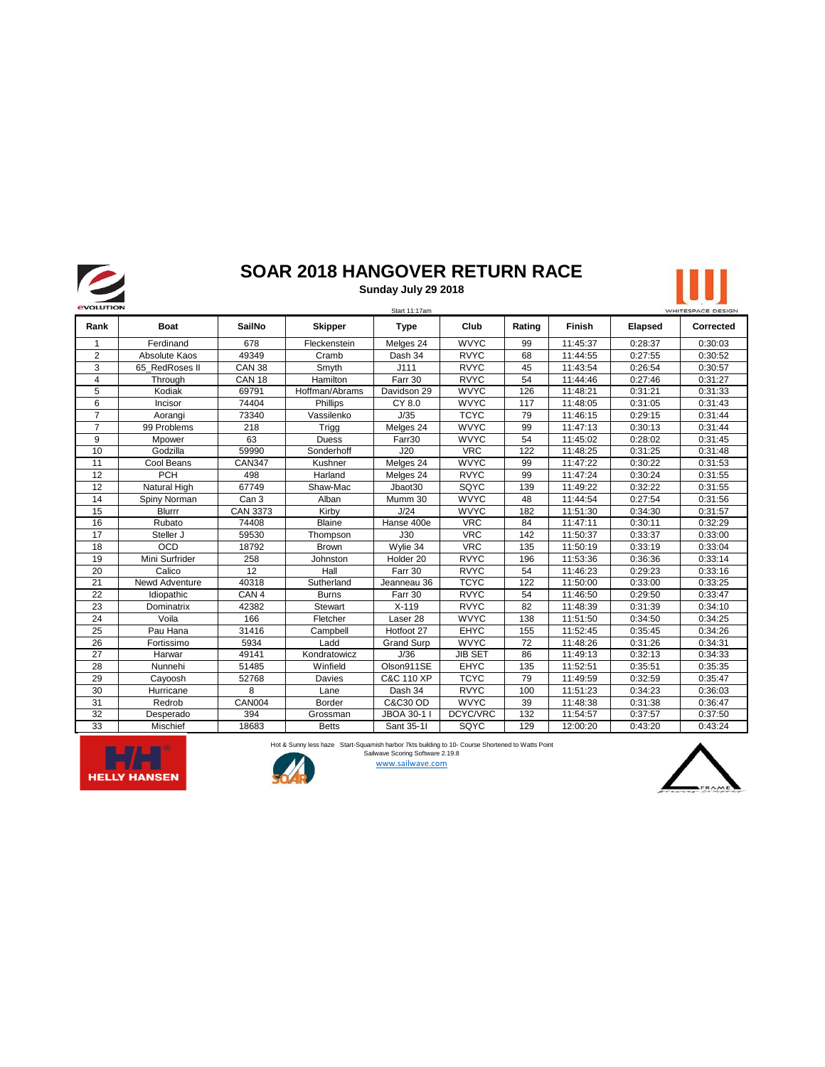# SOAR 2018 HANGOVER RETURN RACE

**Sunday July 29 2018**

Start 11:17am

| Rank | Boat | SailNo | Skipper | Type | Club | Rating | Finish | Elapsed | Corrected |
|---|---|---|---|---|---|---|---|---|---|
| 1 | Ferdinand | 678 | Fleckenstein | Melges 24 | WVYC | 99 | 11:45:37 | 0:28:37 | 0:30:03 |
| 2 | Absolute Kaos | 49349 | Cramb | Dash 34 | RVYC | 68 | 11:44:55 | 0:27:55 | 0:30:52 |
| 3 | 65_RedRoses II | CAN 38 | Smyth | J111 | RVYC | 45 | 11:43:54 | 0:26:54 | 0:30:57 |
| 4 | Through | CAN 18 | Hamilton | Farr 30 | RVYC | 54 | 11:44:46 | 0:27:46 | 0:31:27 |
| 5 | Kodiak | 69791 | Hoffman/Abrams | Davidson 29 | WVYC | 126 | 11:48:21 | 0:31:21 | 0:31:33 |
| 6 | Incisor | 74404 | Phillips | CY 8.0 | WVYC | 117 | 11:48:05 | 0:31:05 | 0:31:43 |
| 7 | Aorangi | 73340 | Vassilenko | J/35 | TCYC | 79 | 11:46:15 | 0:29:15 | 0:31:44 |
| 7 | 99 Problems | 218 | Trigg | Melges 24 | WVYC | 99 | 11:47:13 | 0:30:13 | 0:31:44 |
| 9 | Mpower | 63 | Duess | Farr30 | WVYC | 54 | 11:45:02 | 0:28:02 | 0:31:45 |
| 10 | Godzilla | 59990 | Sonderhoff | J20 | VRC | 122 | 11:48:25 | 0:31:25 | 0:31:48 |
| 11 | Cool Beans | CAN347 | Kushner | Melges 24 | WVYC | 99 | 11:47:22 | 0:30:22 | 0:31:53 |
| 12 | PCH | 498 | Harland | Melges 24 | RVYC | 99 | 11:47:24 | 0:30:24 | 0:31:55 |
| 12 | Natural High | 67749 | Shaw-Mac | Jbaot30 | SQYC | 139 | 11:49:22 | 0:32:22 | 0:31:55 |
| 14 | Spiny Norman | Can 3 | Alban | Mumm 30 | WVYC | 48 | 11:44:54 | 0:27:54 | 0:31:56 |
| 15 | Blurrr | CAN 3373 | Kirby | J/24 | WVYC | 182 | 11:51:30 | 0:34:30 | 0:31:57 |
| 16 | Rubato | 74408 | Blaine | Hanse 400e | VRC | 84 | 11:47:11 | 0:30:11 | 0:32:29 |
| 17 | Steller J | 59530 | Thompson | J30 | VRC | 142 | 11:50:37 | 0:33:37 | 0:33:00 |
| 18 | OCD | 18792 | Brown | Wylie 34 | VRC | 135 | 11:50:19 | 0:33:19 | 0:33:04 |
| 19 | Mini Surfrider | 258 | Johnston | Holder 20 | RVYC | 196 | 11:53:36 | 0:36:36 | 0:33:14 |
| 20 | Calico | 12 | Hall | Farr 30 | RVYC | 54 | 11:46:23 | 0:29:23 | 0:33:16 |
| 21 | Newd Adventure | 40318 | Sutherland | Jeanneau 36 | TCYC | 122 | 11:50:00 | 0:33:00 | 0:33:25 |
| 22 | Idiopathic | CAN 4 | Burns | Farr 30 | RVYC | 54 | 11:46:50 | 0:29:50 | 0:33:47 |
| 23 | Dominatrix | 42382 | Stewart | X-119 | RVYC | 82 | 11:48:39 | 0:31:39 | 0:34:10 |
| 24 | Voila | 166 | Fletcher | Laser 28 | WVYC | 138 | 11:51:50 | 0:34:50 | 0:34:25 |
| 25 | Pau Hana | 31416 | Campbell | Hotfoot 27 | EHYC | 155 | 11:52:45 | 0:35:45 | 0:34:26 |
| 26 | Fortissimo | 5934 | Ladd | Grand Surp | WVYC | 72 | 11:48:26 | 0:31:26 | 0:34:31 |
| 27 | Harwar | 49141 | Kondratowicz | J/36 | JIB SET | 86 | 11:49:13 | 0:32:13 | 0:34:33 |
| 28 | Nunnehi | 51485 | Winfield | Olson911SE | EHYC | 135 | 11:52:51 | 0:35:51 | 0:35:35 |
| 29 | Cayoosh | 52768 | Davies | C&C 110 XP | TCYC | 79 | 11:49:59 | 0:32:59 | 0:35:47 |
| 30 | Hurricane | 8 | Lane | Dash 34 | RVYC | 100 | 11:51:23 | 0:34:23 | 0:36:03 |
| 31 | Redrob | CAN004 | Border | C&C30 OD | WVYC | 39 | 11:48:38 | 0:31:38 | 0:36:47 |
| 32 | Desperado | 394 | Grossman | JBOA 30-1 I | DCYC/VRC | 132 | 11:54:57 | 0:37:57 | 0:37:50 |
| 33 | Mischief | 18683 | Betts | Sant 35-1I | SQYC | 129 | 12:00:20 | 0:43:20 | 0:43:24 |

Hot & Sunny less haze Start-Squamish harbor 7kts building to 10- Course Shortened to Watts Point

Sailwave Scoring Software 2.19.8

www.sailwave.com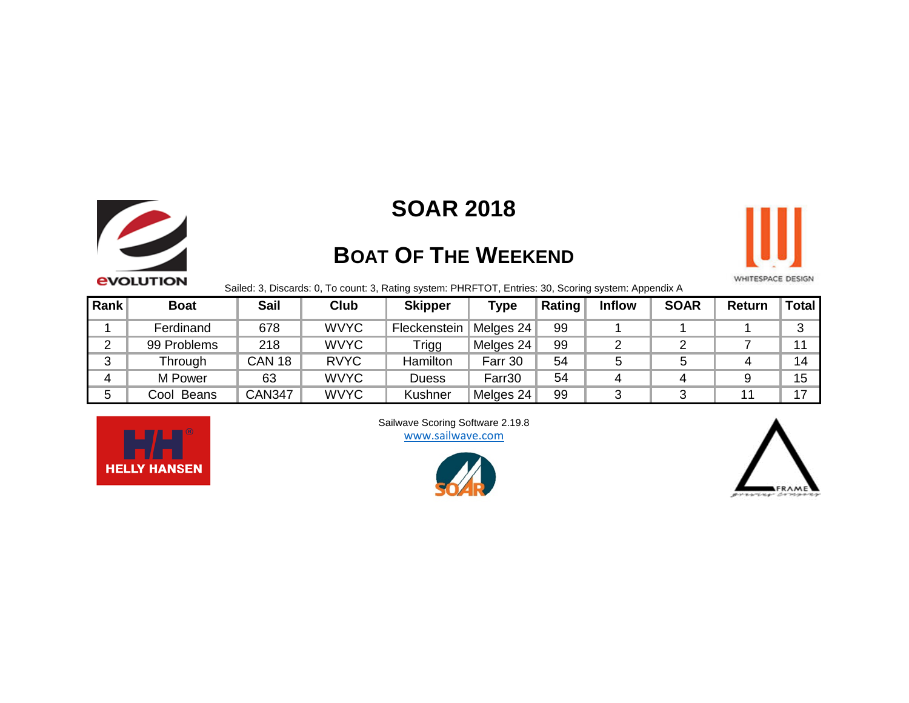# SOAR 2018

## Boat Of The Weekend

Sailed: 3, Discards: 0, To count: 3, Rating system: PHRFTOT, Entries: 30, Scoring system: Appendix A

| Rank | Boat | Sail | Club | Skipper | Type | Rating | Inflow | SOAR | Return | Total |
|---|---|---|---|---|---|---|---|---|---|---|
| 1 | Ferdinand | 678 | WVYC | Fleckenstein | Melges 24 | 99 | 1 | 1 | 1 | 3 |
| 2 | 99 Problems | 218 | WVYC | Trigg | Melges 24 | 99 | 2 | 2 | 7 | 11 |
| 3 | Through | CAN 18 | RVYC | Hamilton | Farr 30 | 54 | 5 | 5 | 4 | 14 |
| 4 | M Power | 63 | WVYC | Duess | Farr30 | 54 | 4 | 4 | 9 | 15 |
| 5 | Cool Beans | CAN347 | WVYC | Kushner | Melges 24 | 99 | 3 | 3 | 11 | 17 |

Sailwave Scoring Software 2.19.8
www.sailwave.com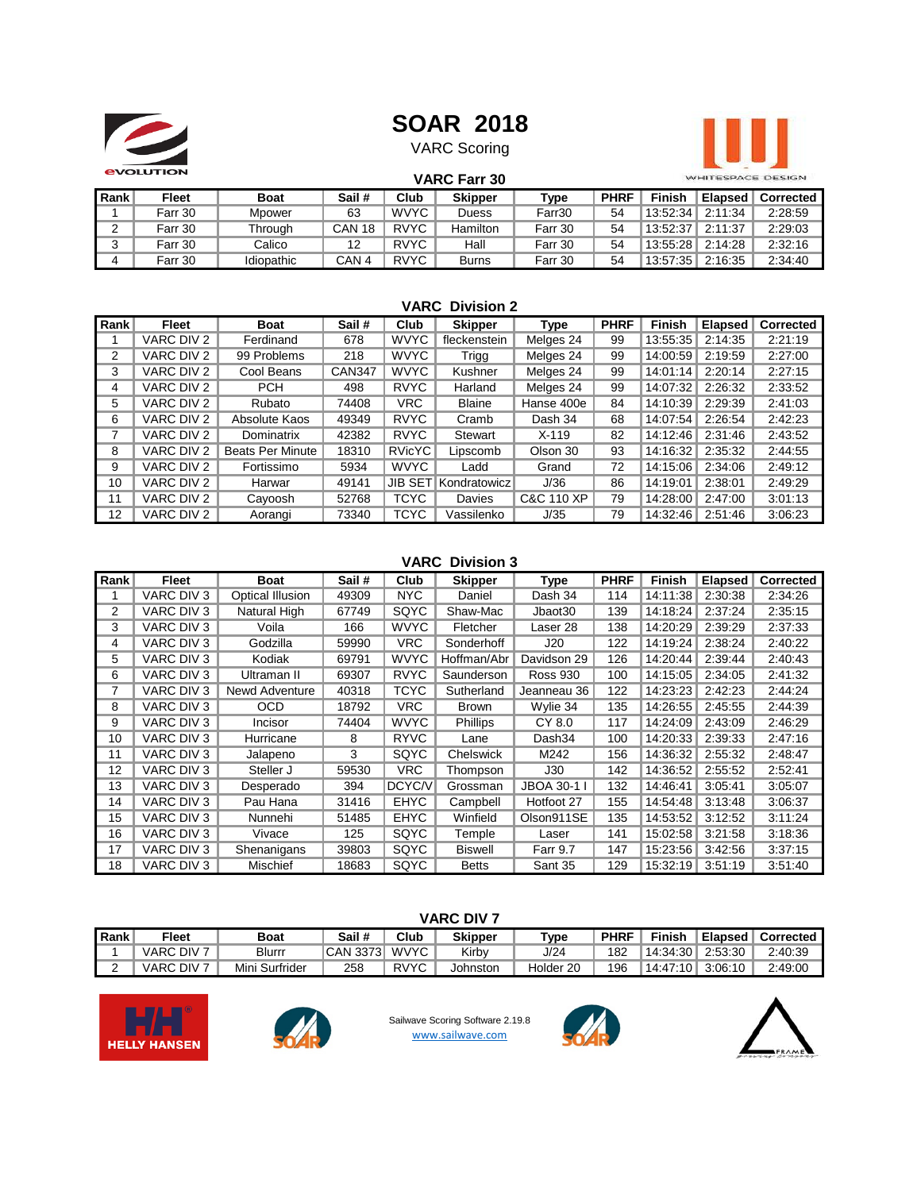# SOAR 2018

VARC Scoring

### VARC Farr 30

| Rank | Fleet | Boat | Sail # | Club | Skipper | Type | PHRF | Finish | Elapsed | Corrected |
|---|---|---|---|---|---|---|---|---|---|---|
| 1 | Farr 30 | Mpower | 63 | WVYC | Duess | Farr30 | 54 | 13:52:34 | 2:11:34 | 2:28:59 |
| 2 | Farr 30 | Through | CAN 18 | RVYC | Hamilton | Farr 30 | 54 | 13:52:37 | 2:11:37 | 2:29:03 |
| 3 | Farr 30 | Calico | 12 | RVYC | Hall | Farr 30 | 54 | 13:55:28 | 2:14:28 | 2:32:16 |
| 4 | Farr 30 | Idiopathic | CAN 4 | RVYC | Burns | Farr 30 | 54 | 13:57:35 | 2:16:35 | 2:34:40 |

### VARC Division 2

| Rank | Fleet | Boat | Sail # | Club | Skipper | Type | PHRF | Finish | Elapsed | Corrected |
|---|---|---|---|---|---|---|---|---|---|---|
| 1 | VARC DIV 2 | Ferdinand | 678 | WVYC | fleckenstein | Melges 24 | 99 | 13:55:35 | 2:14:35 | 2:21:19 |
| 2 | VARC DIV 2 | 99 Problems | 218 | WVYC | Trigg | Melges 24 | 99 | 14:00:59 | 2:19:59 | 2:27:00 |
| 3 | VARC DIV 2 | Cool Beans | CAN347 | WVYC | Kushner | Melges 24 | 99 | 14:01:14 | 2:20:14 | 2:27:15 |
| 4 | VARC DIV 2 | PCH | 498 | RVYC | Harland | Melges 24 | 99 | 14:07:32 | 2:26:32 | 2:33:52 |
| 5 | VARC DIV 2 | Rubato | 74408 | VRC | Blaine | Hanse 400e | 84 | 14:10:39 | 2:29:39 | 2:41:03 |
| 6 | VARC DIV 2 | Absolute Kaos | 49349 | RVYC | Cramb | Dash 34 | 68 | 14:07:54 | 2:26:54 | 2:42:23 |
| 7 | VARC DIV 2 | Dominatrix | 42382 | RVYC | Stewart | X-119 | 82 | 14:12:46 | 2:31:46 | 2:43:52 |
| 8 | VARC DIV 2 | Beats Per Minute | 18310 | RVicYC | Lipscomb | Olson 30 | 93 | 14:16:32 | 2:35:32 | 2:44:55 |
| 9 | VARC DIV 2 | Fortissimo | 5934 | WVYC | Ladd | Grand | 72 | 14:15:06 | 2:34:06 | 2:49:12 |
| 10 | VARC DIV 2 | Harwar | 49141 | JIB SET | Kondratowicz | J/36 | 86 | 14:19:01 | 2:38:01 | 2:49:29 |
| 11 | VARC DIV 2 | Cayoosh | 52768 | TCYC | Davies | C&C 110 XP | 79 | 14:28:00 | 2:47:00 | 3:01:13 |
| 12 | VARC DIV 2 | Aorangi | 73340 | TCYC | Vassilenko | J/35 | 79 | 14:32:46 | 2:51:46 | 3:06:23 |

### VARC Division 3

| Rank | Fleet | Boat | Sail # | Club | Skipper | Type | PHRF | Finish | Elapsed | Corrected |
|---|---|---|---|---|---|---|---|---|---|---|
| 1 | VARC DIV 3 | Optical Illusion | 49309 | NYC | Daniel | Dash 34 | 114 | 14:11:38 | 2:30:38 | 2:34:26 |
| 2 | VARC DIV 3 | Natural High | 67749 | SQYC | Shaw-Mac | Jbaot30 | 139 | 14:18:24 | 2:37:24 | 2:35:15 |
| 3 | VARC DIV 3 | Voila | 166 | WVYC | Fletcher | Laser 28 | 138 | 14:20:29 | 2:39:29 | 2:37:33 |
| 4 | VARC DIV 3 | Godzilla | 59990 | VRC | Sonderhoff | J20 | 122 | 14:19:24 | 2:38:24 | 2:40:22 |
| 5 | VARC DIV 3 | Kodiak | 69791 | WVYC | Hoffman/Abr | Davidson 29 | 126 | 14:20:44 | 2:39:44 | 2:40:43 |
| 6 | VARC DIV 3 | Ultraman II | 69307 | RVYC | Saunderson | Ross 930 | 100 | 14:15:05 | 2:34:05 | 2:41:32 |
| 7 | VARC DIV 3 | Newd Adventure | 40318 | TCYC | Sutherland | Jeanneau 36 | 122 | 14:23:23 | 2:42:23 | 2:44:24 |
| 8 | VARC DIV 3 | OCD | 18792 | VRC | Brown | Wylie 34 | 135 | 14:26:55 | 2:45:55 | 2:44:39 |
| 9 | VARC DIV 3 | Incisor | 74404 | WVYC | Phillips | CY 8.0 | 117 | 14:24:09 | 2:43:09 | 2:46:29 |
| 10 | VARC DIV 3 | Hurricane | 8 | RYVC | Lane | Dash34 | 100 | 14:20:33 | 2:39:33 | 2:47:16 |
| 11 | VARC DIV 3 | Jalapeno | 3 | SQYC | Chelswick | M242 | 156 | 14:36:32 | 2:55:32 | 2:48:47 |
| 12 | VARC DIV 3 | Steller J | 59530 | VRC | Thompson | J30 | 142 | 14:36:52 | 2:55:52 | 2:52:41 |
| 13 | VARC DIV 3 | Desperado | 394 | DCYC/V | Grossman | JBOA 30-1 I | 132 | 14:46:41 | 3:05:41 | 3:05:07 |
| 14 | VARC DIV 3 | Pau Hana | 31416 | EHYC | Campbell | Hotfoot 27 | 155 | 14:54:48 | 3:13:48 | 3:06:37 |
| 15 | VARC DIV 3 | Nunnehi | 51485 | EHYC | Winfield | Olson911SE | 135 | 14:53:52 | 3:12:52 | 3:11:24 |
| 16 | VARC DIV 3 | Vivace | 125 | SQYC | Temple | Laser | 141 | 15:02:58 | 3:21:58 | 3:18:36 |
| 17 | VARC DIV 3 | Shenanigans | 39803 | SQYC | Biswell | Farr 9.7 | 147 | 15:23:56 | 3:42:56 | 3:37:15 |
| 18 | VARC DIV 3 | Mischief | 18683 | SQYC | Betts | Sant 35 | 129 | 15:32:19 | 3:51:19 | 3:51:40 |

### VARC DIV 7

| Rank | Fleet | Boat | Sail # | Club | Skipper | Type | PHRF | Finish | Elapsed | Corrected |
|---|---|---|---|---|---|---|---|---|---|---|
| 1 | VARC DIV 7 | Blurrr | CAN 3373 | WVYC | Kirby | J/24 | 182 | 14:34:30 | 2:53:30 | 2:40:39 |
| 2 | VARC DIV 7 | Mini Surfrider | 258 | RVYC | Johnston | Holder 20 | 196 | 14:47:10 | 3:06:10 | 2:49:00 |

Sailwave Scoring Software 2.19.8
www.sailwave.com